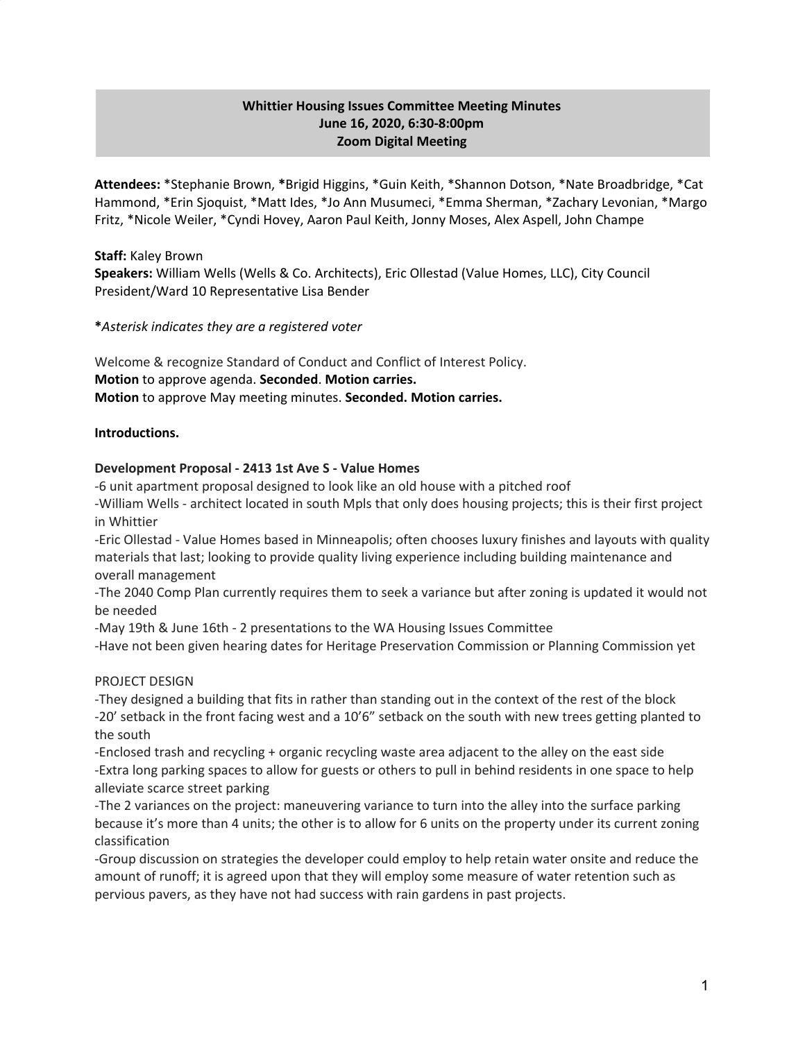**Whittier Housing Issues Committee Meeting Minutes**
**June 16, 2020, 6:30-8:00pm**
**Zoom Digital Meeting**

**Attendees:** *Stephanie Brown, ***Brigid Higgins, *Guin Keith, *Shannon Dotson, *Nate Broadbridge, *Cat Hammond, *Erin Sjoquist, *Matt Ides, *Jo Ann Musumeci, *Emma Sherman, *Zachary Levonian, *Margo Fritz, *Nicole Weiler, *Cyndi Hovey, Aaron Paul Keith, Jonny Moses, Alex Aspell, John Champe

**Staff:** Kaley Brown
**Speakers:** William Wells (Wells & Co. Architects), Eric Ollestad (Value Homes, LLC), City Council President/Ward 10 Representative Lisa Bender

***Asterisk indicates they are a registered voter*

Welcome & recognize Standard of Conduct and Conflict of Interest Policy.
**Motion** to approve agenda. **Seconded**. **Motion carries.**
**Motion** to approve May meeting minutes. **Seconded. Motion carries.**

**Introductions.**

**Development Proposal - 2413 1st Ave S - Value Homes**
-6 unit apartment proposal designed to look like an old house with a pitched roof
-William Wells - architect located in south Mpls that only does housing projects; this is their first project in Whittier
-Eric Ollestad - Value Homes based in Minneapolis; often chooses luxury finishes and layouts with quality materials that last; looking to provide quality living experience including building maintenance and overall management
-The 2040 Comp Plan currently requires them to seek a variance but after zoning is updated it would not be needed
-May 19th & June 16th - 2 presentations to the WA Housing Issues Committee
-Have not been given hearing dates for Heritage Preservation Commission or Planning Commission yet

PROJECT DESIGN
-They designed a building that fits in rather than standing out in the context of the rest of the block
-20' setback in the front facing west and a 10'6" setback on the south with new trees getting planted to the south
-Enclosed trash and recycling + organic recycling waste area adjacent to the alley on the east side
-Extra long parking spaces to allow for guests or others to pull in behind residents in one space to help alleviate scarce street parking
-The 2 variances on the project: maneuvering variance to turn into the alley into the surface parking because it's more than 4 units; the other is to allow for 6 units on the property under its current zoning classification
-Group discussion on strategies the developer could employ to help retain water onsite and reduce the amount of runoff; it is agreed upon that they will employ some measure of water retention such as pervious pavers, as they have not had success with rain gardens in past projects.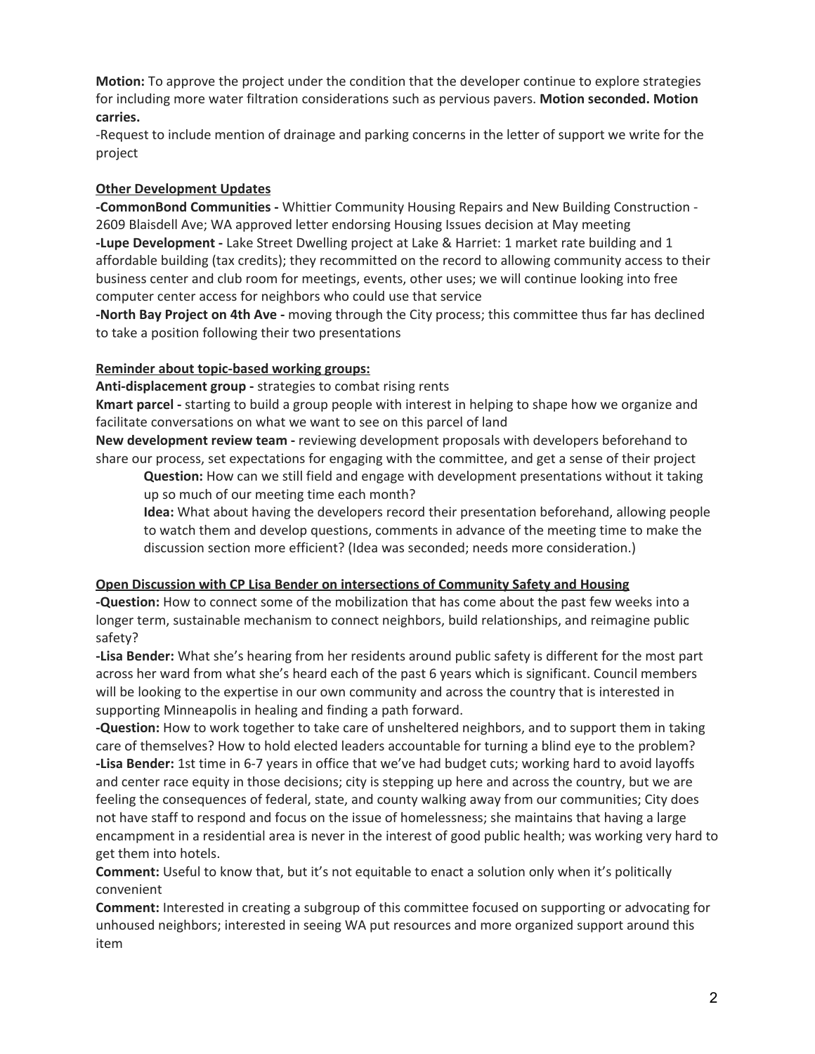**Motion:** To approve the project under the condition that the developer continue to explore strategies for including more water filtration considerations such as pervious pavers. **Motion seconded. Motion carries.**

-Request to include mention of drainage and parking concerns in the letter of support we write for the project

<u>**Other Development Updates**</u>

**-CommonBond Communities -** Whittier Community Housing Repairs and New Building Construction - 2609 Blaisdell Ave; WA approved letter endorsing Housing Issues decision at May meeting

**-Lupe Development -** Lake Street Dwelling project at Lake & Harriet: 1 market rate building and 1 affordable building (tax credits); they recommitted on the record to allowing community access to their business center and club room for meetings, events, other uses; we will continue looking into free computer center access for neighbors who could use that service

**-North Bay Project on 4th Ave -** moving through the City process; this committee thus far has declined to take a position following their two presentations

<u>**Reminder about topic-based working groups:**</u>

**Anti-displacement group -** strategies to combat rising rents

**Kmart parcel -** starting to build a group people with interest in helping to shape how we organize and facilitate conversations on what we want to see on this parcel of land

**New development review team -** reviewing development proposals with developers beforehand to share our process, set expectations for engaging with the committee, and get a sense of their project

> **Question:** How can we still field and engage with development presentations without it taking up so much of our meeting time each month?
>
> **Idea:** What about having the developers record their presentation beforehand, allowing people to watch them and develop questions, comments in advance of the meeting time to make the discussion section more efficient? (Idea was seconded; needs more consideration.)

<u>**Open Discussion with CP Lisa Bender on intersections of Community Safety and Housing**</u>

**-Question:** How to connect some of the mobilization that has come about the past few weeks into a longer term, sustainable mechanism to connect neighbors, build relationships, and reimagine public safety?

**-Lisa Bender:** What she's hearing from her residents around public safety is different for the most part across her ward from what she's heard each of the past 6 years which is significant. Council members will be looking to the expertise in our own community and across the country that is interested in supporting Minneapolis in healing and finding a path forward.

**-Question:** How to work together to take care of unsheltered neighbors, and to support them in taking care of themselves? How to hold elected leaders accountable for turning a blind eye to the problem?

**-Lisa Bender:** 1st time in 6-7 years in office that we've had budget cuts; working hard to avoid layoffs and center race equity in those decisions; city is stepping up here and across the country, but we are feeling the consequences of federal, state, and county walking away from our communities; City does not have staff to respond and focus on the issue of homelessness; she maintains that having a large encampment in a residential area is never in the interest of good public health; was working very hard to get them into hotels.

**Comment:** Useful to know that, but it's not equitable to enact a solution only when it's politically convenient

**Comment:** Interested in creating a subgroup of this committee focused on supporting or advocating for unhoused neighbors; interested in seeing WA put resources and more organized support around this item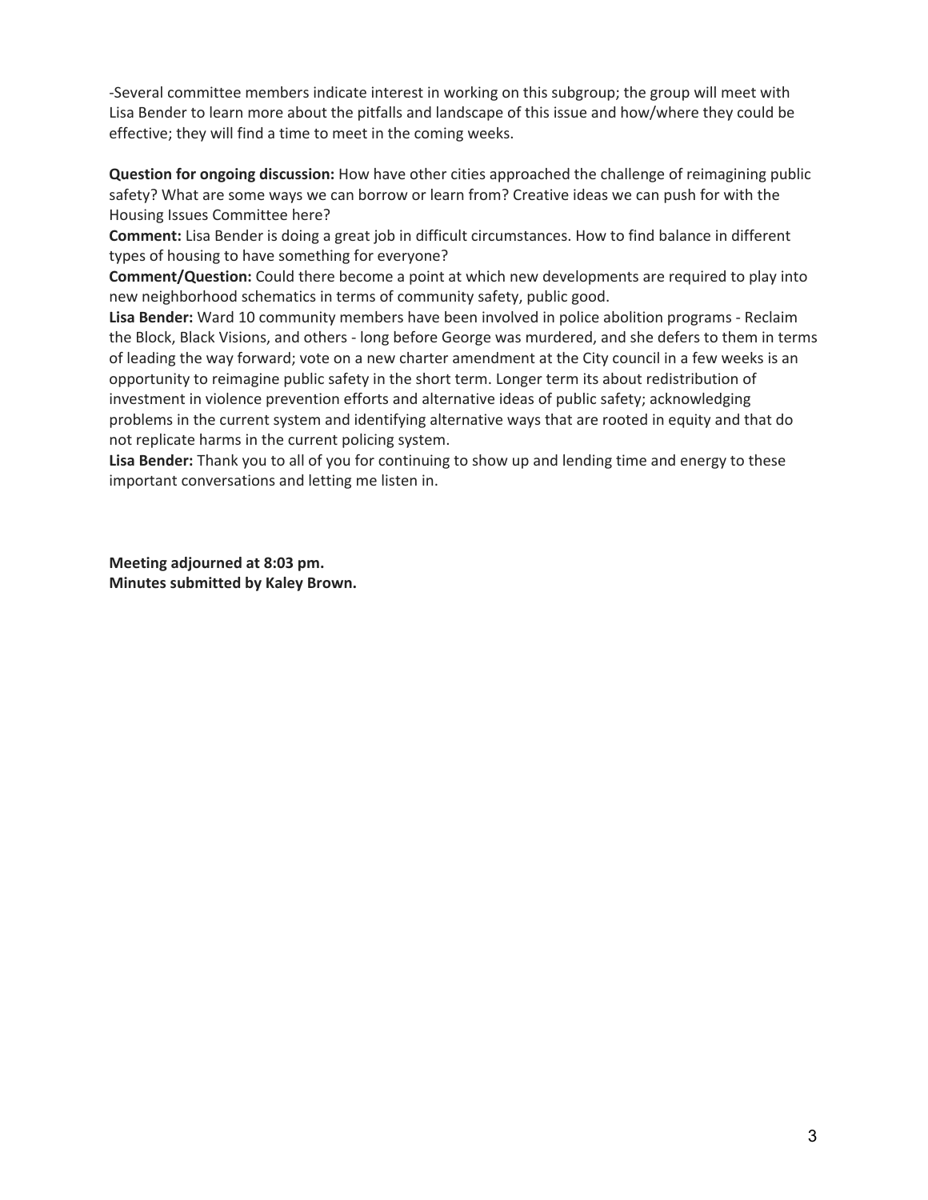-Several committee members indicate interest in working on this subgroup; the group will meet with Lisa Bender to learn more about the pitfalls and landscape of this issue and how/where they could be effective; they will find a time to meet in the coming weeks.

**Question for ongoing discussion:** How have other cities approached the challenge of reimagining public safety? What are some ways we can borrow or learn from? Creative ideas we can push for with the Housing Issues Committee here?

**Comment:** Lisa Bender is doing a great job in difficult circumstances. How to find balance in different types of housing to have something for everyone?

**Comment/Question:** Could there become a point at which new developments are required to play into new neighborhood schematics in terms of community safety, public good.

**Lisa Bender:** Ward 10 community members have been involved in police abolition programs - Reclaim the Block, Black Visions, and others - long before George was murdered, and she defers to them in terms of leading the way forward; vote on a new charter amendment at the City council in a few weeks is an opportunity to reimagine public safety in the short term. Longer term its about redistribution of investment in violence prevention efforts and alternative ideas of public safety; acknowledging problems in the current system and identifying alternative ways that are rooted in equity and that do not replicate harms in the current policing system.

**Lisa Bender:** Thank you to all of you for continuing to show up and lending time and energy to these important conversations and letting me listen in.

**Meeting adjourned at 8:03 pm.**
**Minutes submitted by Kaley Brown.**